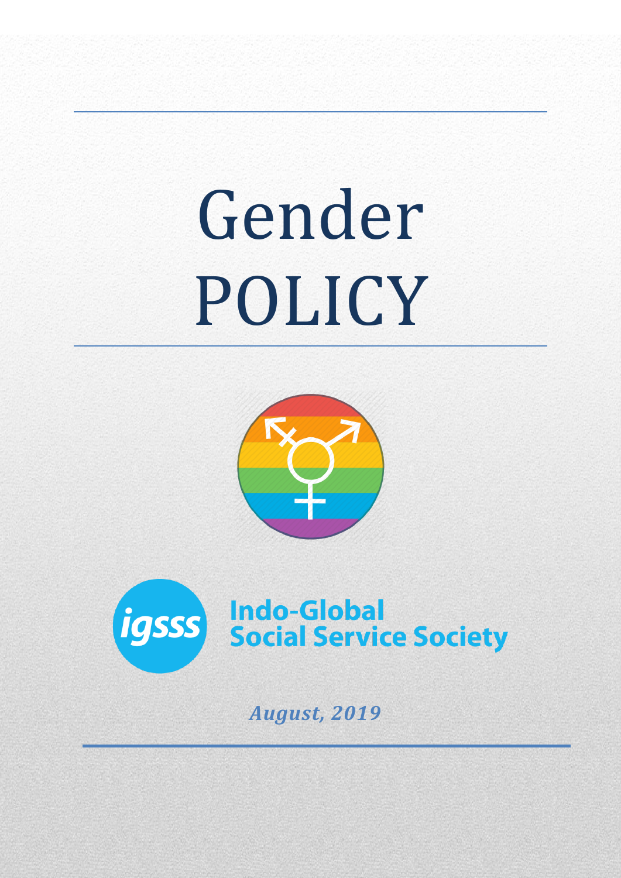# Gender POLICY

Indo-Global Social Service Society

*August, 2019*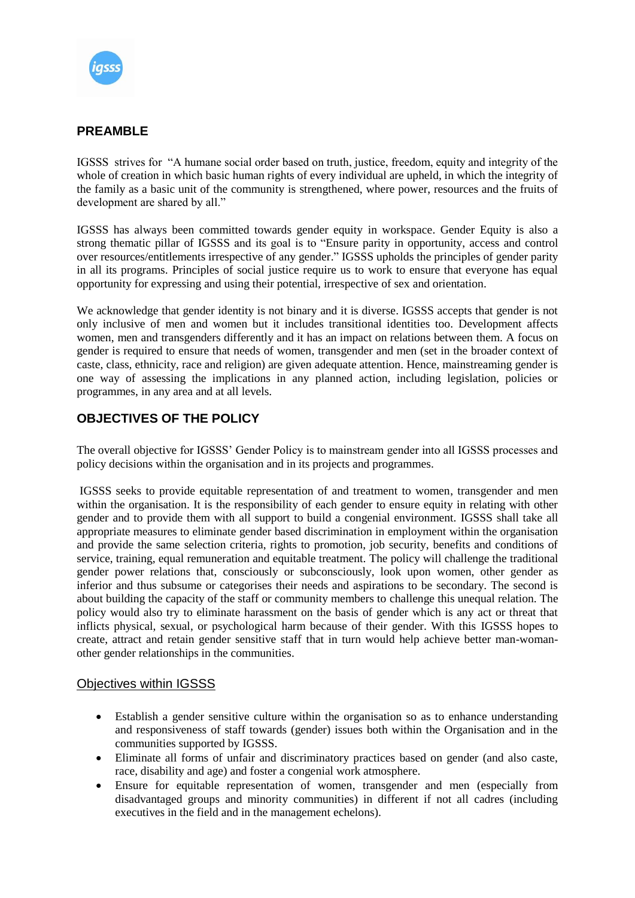## PREAMBLE

IGSSS strives for "A humane social order based on truth, justice, freedom, equity and integrity of the whole of creation in which basic human rights of every individual are upheld, in which the integrity of the family as a basic unit of the community is strengthened, where power, resources and the fruits of development are shared by all."

IGSSS has always been committed towards gender equity in workspace. Gender Equity is also a strong thematic pillar of IGSSS and its goal is to "Ensure parity in opportunity, access and control over resources/entitlements irrespective of any gender." IGSSS upholds the principles of gender parity in all its programs. Principles of social justice require us to work to ensure that everyone has equal opportunity for expressing and using their potential, irrespective of sex and orientation.

We acknowledge that gender identity is not binary and it is diverse. IGSSS accepts that gender is not only inclusive of men and women but it includes transitional identities too. Development affects women, men and transgenders differently and it has an impact on relations between them. A focus on gender is required to ensure that needs of women, transgender and men (set in the broader context of caste, class, ethnicity, race and religion) are given adequate attention. Hence, mainstreaming gender is one way of assessing the implications in any planned action, including legislation, policies or programmes, in any area and at all levels.

## OBJECTIVES OF THE POLICY

The overall objective for IGSSS' Gender Policy is to mainstream gender into all IGSSS processes and policy decisions within the organisation and in its projects and programmes.

IGSSS seeks to provide equitable representation of and treatment to women, transgender and men within the organisation. It is the responsibility of each gender to ensure equity in relating with other gender and to provide them with all support to build a congenial environment. IGSSS shall take all appropriate measures to eliminate gender based discrimination in employment within the organisation and provide the same selection criteria, rights to promotion, job security, benefits and conditions of service, training, equal remuneration and equitable treatment. The policy will challenge the traditional gender power relations that, consciously or subconsciously, look upon women, other gender as inferior and thus subsume or categorises their needs and aspirations to be secondary. The second is about building the capacity of the staff or community members to challenge this unequal relation. The policy would also try to eliminate harassment on the basis of gender which is any act or threat that inflicts physical, sexual, or psychological harm because of their gender. With this IGSSS hopes to create, attract and retain gender sensitive staff that in turn would help achieve better man-woman-other gender relationships in the communities.

### Objectives within IGSSS

- Establish a gender sensitive culture within the organisation so as to enhance understanding and responsiveness of staff towards (gender) issues both within the Organisation and in the communities supported by IGSSS.
- Eliminate all forms of unfair and discriminatory practices based on gender (and also caste, race, disability and age) and foster a congenial work atmosphere.
- Ensure for equitable representation of women, transgender and men (especially from disadvantaged groups and minority communities) in different if not all cadres (including executives in the field and in the management echelons).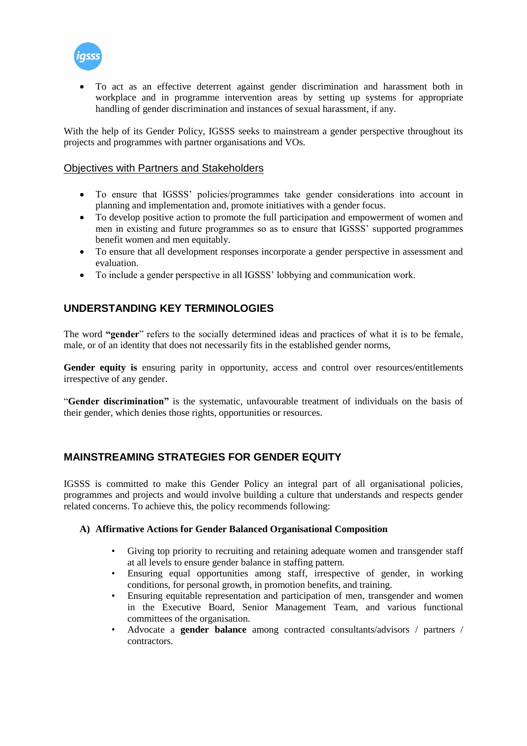- To act as an effective deterrent against gender discrimination and harassment both in workplace and in programme intervention areas by setting up systems for appropriate handling of gender discrimination and instances of sexual harassment, if any.

With the help of its Gender Policy, IGSSS seeks to mainstream a gender perspective throughout its projects and programmes with partner organisations and VOs.

### Objectives with Partners and Stakeholders

- To ensure that IGSSS' policies/programmes take gender considerations into account in planning and implementation and, promote initiatives with a gender focus.
- To develop positive action to promote the full participation and empowerment of women and men in existing and future programmes so as to ensure that IGSSS' supported programmes benefit women and men equitably.
- To ensure that all development responses incorporate a gender perspective in assessment and evaluation.
- To include a gender perspective in all IGSSS' lobbying and communication work.

## UNDERSTANDING KEY TERMINOLOGIES

The word **"gender**" refers to the socially determined ideas and practices of what it is to be female, male, or of an identity that does not necessarily fits in the established gender norms,

**Gender equity is** ensuring parity in opportunity, access and control over resources/entitlements irrespective of any gender.

"**Gender discrimination"** is the systematic, unfavourable treatment of individuals on the basis of their gender, which denies those rights, opportunities or resources.

## MAINSTREAMING STRATEGIES FOR GENDER EQUITY

IGSSS is committed to make this Gender Policy an integral part of all organisational policies, programmes and projects and would involve building a culture that understands and respects gender related concerns. To achieve this, the policy recommends following:

**A) Affirmative Actions for Gender Balanced Organisational Composition**

- Giving top priority to recruiting and retaining adequate women and transgender staff at all levels to ensure gender balance in staffing pattern.
- Ensuring equal opportunities among staff, irrespective of gender, in working conditions, for personal growth, in promotion benefits, and training.
- Ensuring equitable representation and participation of men, transgender and women in the Executive Board, Senior Management Team, and various functional committees of the organisation.
- Advocate a **gender balance** among contracted consultants/advisors / partners / contractors.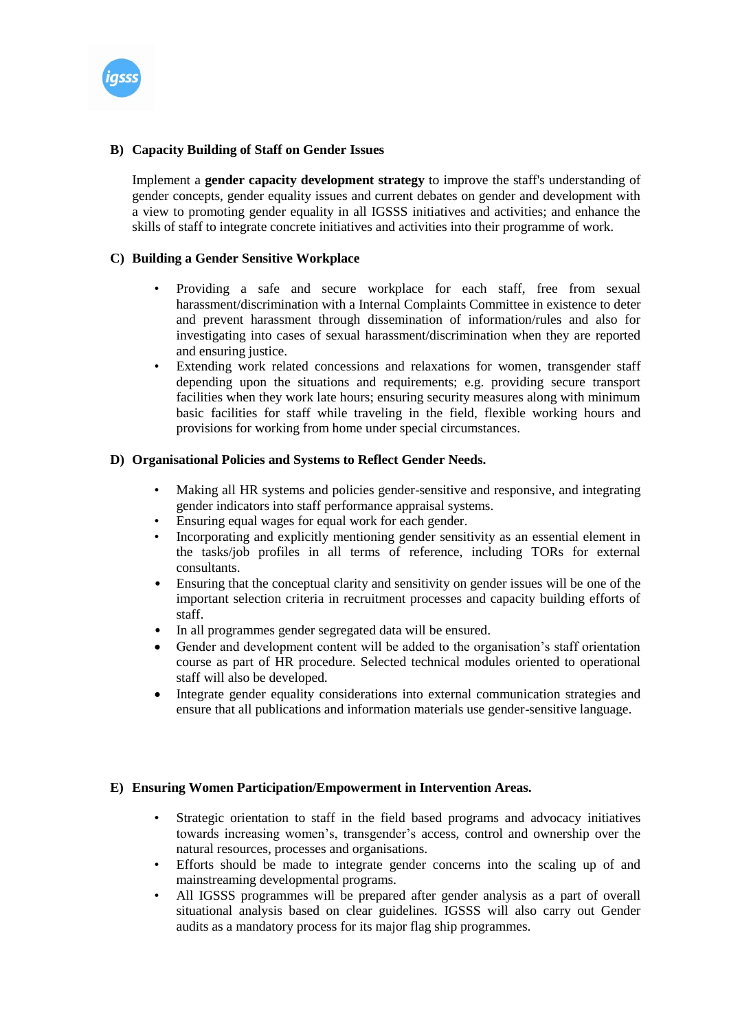### B) Capacity Building of Staff on Gender Issues

Implement a **gender capacity development strategy** to improve the staff's understanding of gender concepts, gender equality issues and current debates on gender and development with a view to promoting gender equality in all IGSSS initiatives and activities; and enhance the skills of staff to integrate concrete initiatives and activities into their programme of work.

### C) Building a Gender Sensitive Workplace

- Providing a safe and secure workplace for each staff, free from sexual harassment/discrimination with a Internal Complaints Committee in existence to deter and prevent harassment through dissemination of information/rules and also for investigating into cases of sexual harassment/discrimination when they are reported and ensuring justice.
- Extending work related concessions and relaxations for women, transgender staff depending upon the situations and requirements; e.g. providing secure transport facilities when they work late hours; ensuring security measures along with minimum basic facilities for staff while traveling in the field, flexible working hours and provisions for working from home under special circumstances.

### D) Organisational Policies and Systems to Reflect Gender Needs.

- Making all HR systems and policies gender-sensitive and responsive, and integrating gender indicators into staff performance appraisal systems.
- Ensuring equal wages for equal work for each gender.
- Incorporating and explicitly mentioning gender sensitivity as an essential element in the tasks/job profiles in all terms of reference, including TORs for external consultants.
- Ensuring that the conceptual clarity and sensitivity on gender issues will be one of the important selection criteria in recruitment processes and capacity building efforts of staff.
- In all programmes gender segregated data will be ensured.
- Gender and development content will be added to the organisation's staff orientation course as part of HR procedure. Selected technical modules oriented to operational staff will also be developed.
- Integrate gender equality considerations into external communication strategies and ensure that all publications and information materials use gender-sensitive language.

### E) Ensuring Women Participation/Empowerment in Intervention Areas.

- Strategic orientation to staff in the field based programs and advocacy initiatives towards increasing women's, transgender's access, control and ownership over the natural resources, processes and organisations.
- Efforts should be made to integrate gender concerns into the scaling up of and mainstreaming developmental programs.
- All IGSSS programmes will be prepared after gender analysis as a part of overall situational analysis based on clear guidelines. IGSSS will also carry out Gender audits as a mandatory process for its major flag ship programmes.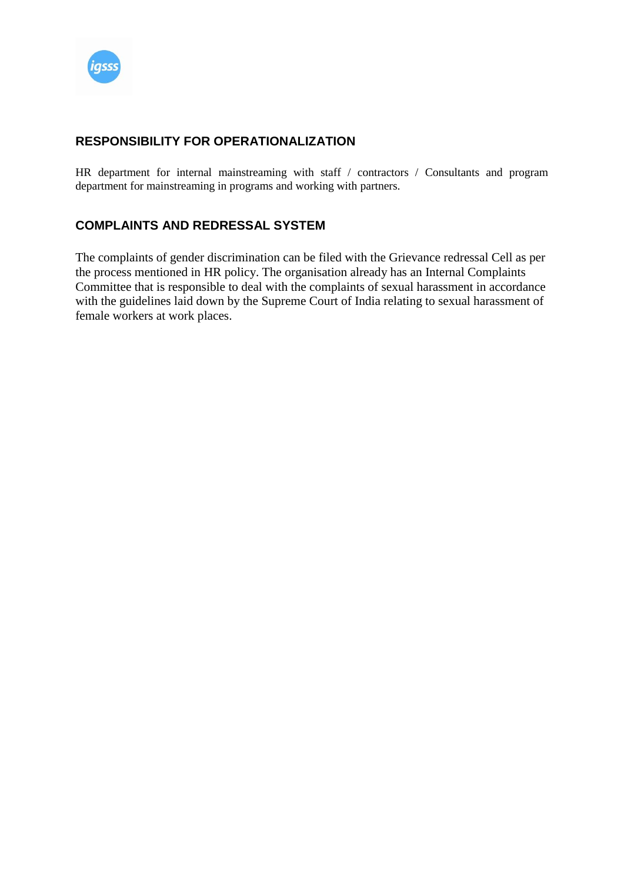## RESPONSIBILITY FOR OPERATIONALIZATION

HR department for internal mainstreaming with staff / contractors / Consultants and program department for mainstreaming in programs and working with partners.

## COMPLAINTS AND REDRESSAL SYSTEM

The complaints of gender discrimination can be filed with the Grievance redressal Cell as per the process mentioned in HR policy. The organisation already has an Internal Complaints Committee that is responsible to deal with the complaints of sexual harassment in accordance with the guidelines laid down by the Supreme Court of India relating to sexual harassment of female workers at work places.